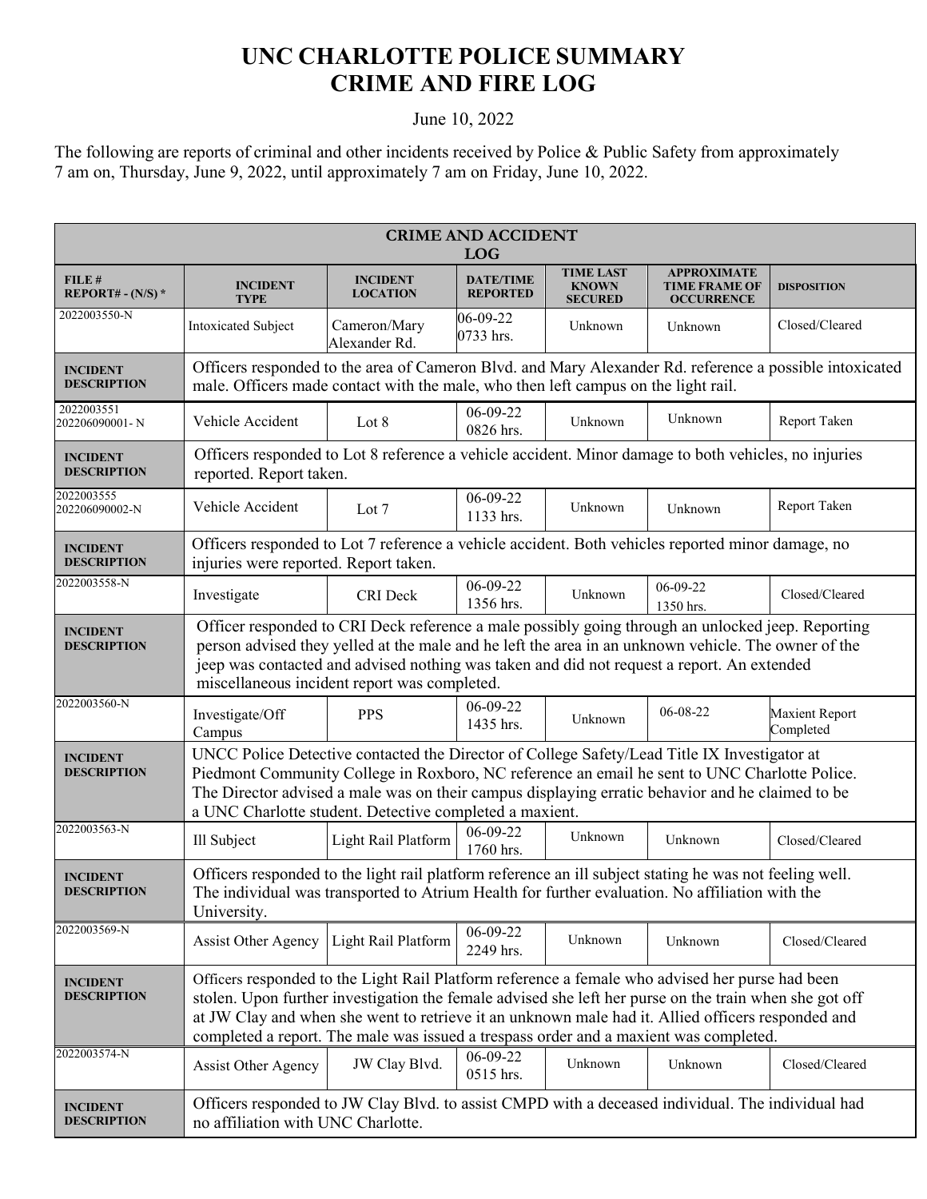# UNC CHARLOTTE POLICE SUMMARY
# CRIME AND FIRE LOG

June 10, 2022

The following are reports of criminal and other incidents received by Police & Public Safety from approximately 7 am on, Thursday, June 9, 2022, until approximately 7 am on Friday, June 10, 2022.

**CRIME AND ACCIDENT LOG**

| FILE # REPORT# - (N/S) * | INCIDENT TYPE | INCIDENT LOCATION | DATE/TIME REPORTED | TIME LAST KNOWN SECURED | APPROXIMATE TIME FRAME OF OCCURRENCE | DISPOSITION |
|---|---|---|---|---|---|---|
| 2022003550-N | Intoxicated Subject | Cameron/Mary Alexander Rd. | 06-09-22 0733 hrs. | Unknown | Unknown | Closed/Cleared |
| **INCIDENT DESCRIPTION** | Officers responded to the area of Cameron Blvd. and Mary Alexander Rd. reference a possible intoxicated male. Officers made contact with the male, who then left campus on the light rail. | | | | | |
| 2022003551 202206090001- N | Vehicle Accident | Lot 8 | 06-09-22 0826 hrs. | Unknown | Unknown | Report Taken |
| **INCIDENT DESCRIPTION** | Officers responded to Lot 8 reference a vehicle accident. Minor damage to both vehicles, no injuries reported. Report taken. | | | | | |
| 2022003555 202206090002-N | Vehicle Accident | Lot 7 | 06-09-22 1133 hrs. | Unknown | Unknown | Report Taken |
| **INCIDENT DESCRIPTION** | Officers responded to Lot 7 reference a vehicle accident. Both vehicles reported minor damage, no injuries were reported. Report taken. | | | | | |
| 2022003558-N | Investigate | CRI Deck | 06-09-22 1356 hrs. | Unknown | 06-09-22 1350 hrs. | Closed/Cleared |
| **INCIDENT DESCRIPTION** | Officer responded to CRI Deck reference a male possibly going through an unlocked jeep. Reporting person advised they yelled at the male and he left the area in an unknown vehicle. The owner of the jeep was contacted and advised nothing was taken and did not request a report. An extended miscellaneous incident report was completed. | | | | | |
| 2022003560-N | Investigate/Off Campus | PPS | 06-09-22 1435 hrs. | Unknown | 06-08-22 | Maxient Report Completed |
| **INCIDENT DESCRIPTION** | UNCC Police Detective contacted the Director of College Safety/Lead Title IX Investigator at Piedmont Community College in Roxboro, NC reference an email he sent to UNC Charlotte Police. The Director advised a male was on their campus displaying erratic behavior and he claimed to be a UNC Charlotte student. Detective completed a maxient. | | | | | |
| 2022003563-N | Ill Subject | Light Rail Platform | 06-09-22 1760 hrs. | Unknown | Unknown | Closed/Cleared |
| **INCIDENT DESCRIPTION** | Officers responded to the light rail platform reference an ill subject stating he was not feeling well. The individual was transported to Atrium Health for further evaluation. No affiliation with the University. | | | | | |
| 2022003569-N | Assist Other Agency | Light Rail Platform | 06-09-22 2249 hrs. | Unknown | Unknown | Closed/Cleared |
| **INCIDENT DESCRIPTION** | Officers responded to the Light Rail Platform reference a female who advised her purse had been stolen. Upon further investigation the female advised she left her purse on the train when she got off at JW Clay and when she went to retrieve it an unknown male had it. Allied officers responded and completed a report. The male was issued a trespass order and a maxient was completed. | | | | | |
| 2022003574-N | Assist Other Agency | JW Clay Blvd. | 06-09-22 0515 hrs. | Unknown | Unknown | Closed/Cleared |
| **INCIDENT DESCRIPTION** | Officers responded to JW Clay Blvd. to assist CMPD with a deceased individual. The individual had no affiliation with UNC Charlotte. | | | | | |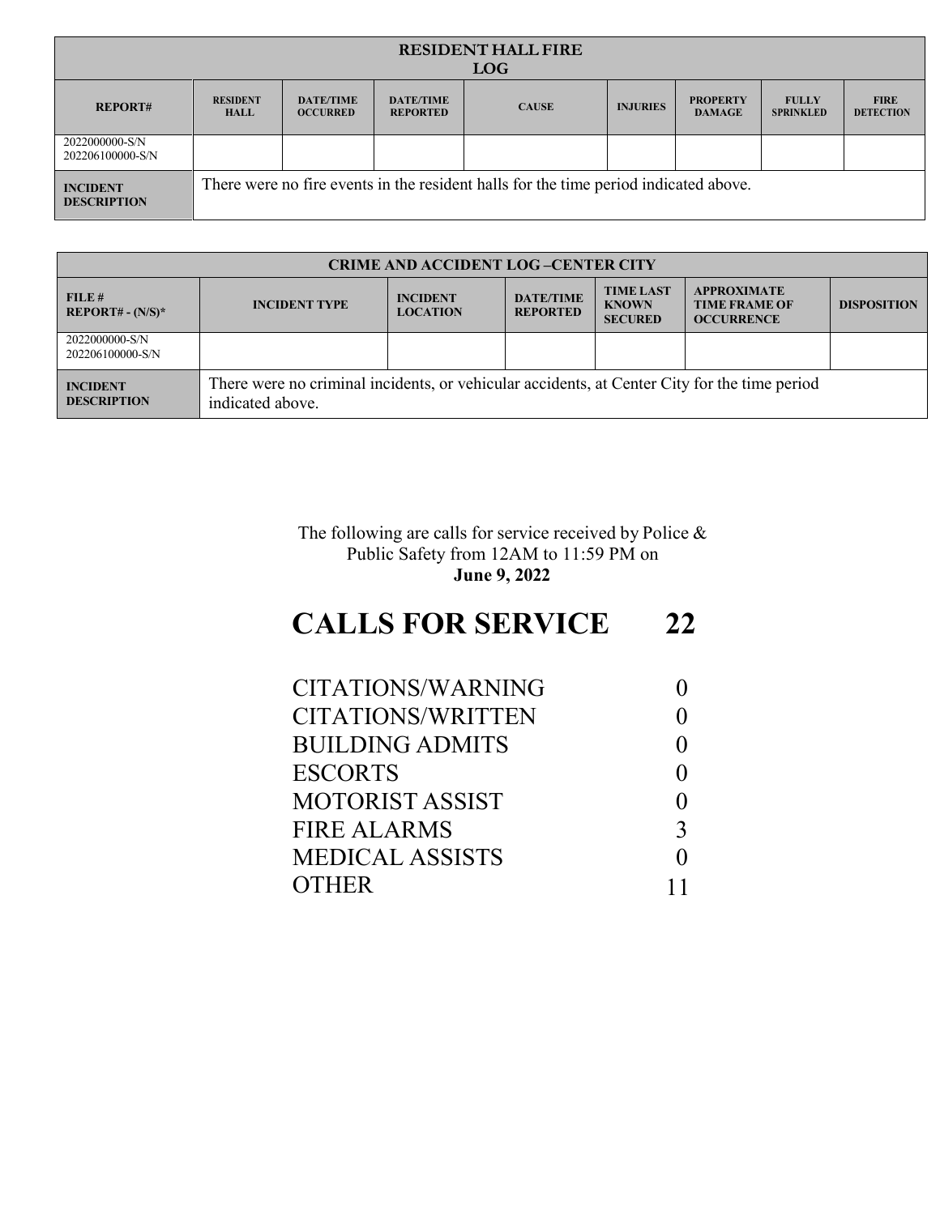| RESIDENT HALL FIRE LOG | | | | | | | | |
|---|---|---|---|---|---|---|---|---|
| **REPORT#** | **RESIDENT HALL** | **DATE/TIME OCCURRED** | **DATE/TIME REPORTED** | **CAUSE** | **INJURIES** | **PROPERTY DAMAGE** | **FULLY SPRINKLED** | **FIRE DETECTION** |
| 2022000000-S/N 202206100000-S/N | | | | | | | | |
| **INCIDENT DESCRIPTION** | There were no fire events in the resident halls for the time period indicated above. | | | | | | | |

| CRIME AND ACCIDENT LOG –CENTER CITY | | | | | | |
|---|---|---|---|---|---|---|
| **FILE # REPORT# - (N/S)*** | **INCIDENT TYPE** | **INCIDENT LOCATION** | **DATE/TIME REPORTED** | **TIME LAST KNOWN SECURED** | **APPROXIMATE TIME FRAME OF OCCURRENCE** | **DISPOSITION** |
| 2022000000-S/N 202206100000-S/N | | | | | | |
| **INCIDENT DESCRIPTION** | There were no criminal incidents, or vehicular accidents, at Center City for the time period indicated above. | | | | | |

The following are calls for service received by Police & Public Safety from 12AM to 11:59 PM on
**June 9, 2022**

# CALLS FOR SERVICE 22

| | |
|---|---|
| CITATIONS/WARNING | 0 |
| CITATIONS/WRITTEN | 0 |
| BUILDING ADMITS | 0 |
| ESCORTS | 0 |
| MOTORIST ASSIST | 0 |
| FIRE ALARMS | 3 |
| MEDICAL ASSISTS | 0 |
| OTHER | 11 |